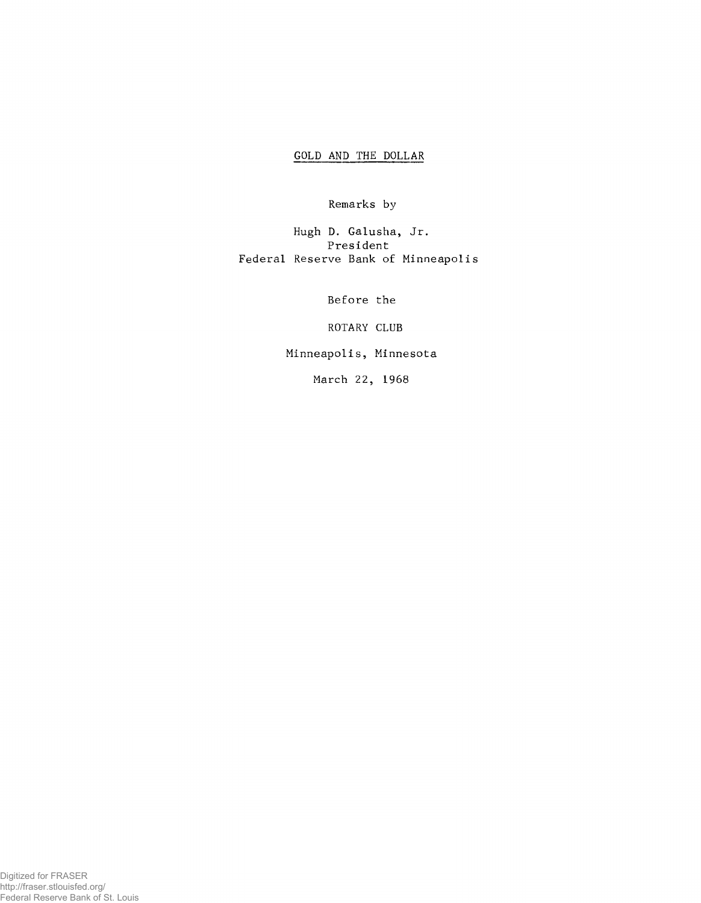# GOLD AND THE DOLLAR

Remarks by

Hugh D. Galusha, Jr.
President
Federal Reserve Bank of Minneapolis

Before the

ROTARY CLUB

Minneapolis, Minnesota

March 22, 1968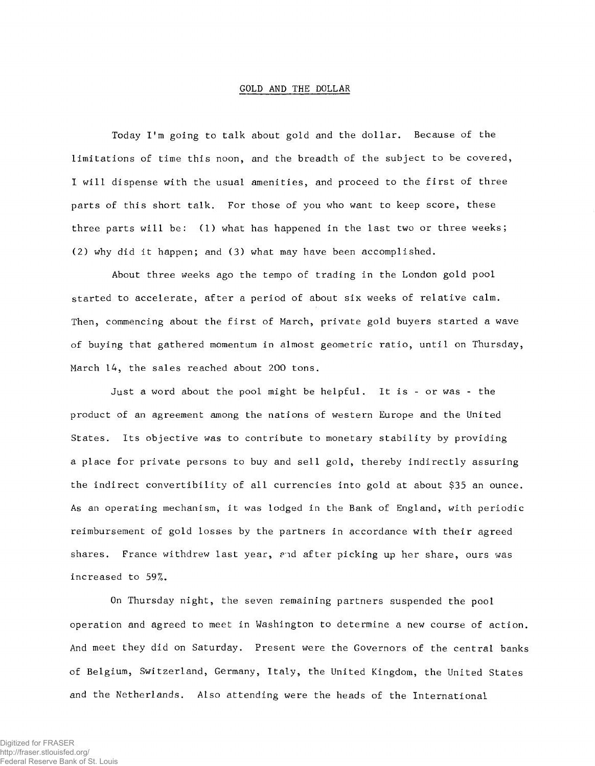## GOLD AND THE DOLLAR

Today I'm going to talk about gold and the dollar. Because of the limitations of time this noon, and the breadth of the subject to be covered, I will dispense with the usual amenities, and proceed to the first of three parts of this short talk. For those of you who want to keep score, these three parts will be: (1) what has happened in the last two or three weeks; (2) why did it happen; and (3) what may have been accomplished.

About three weeks ago the tempo of trading in the London gold pool started to accelerate, after a period of about six weeks of relative calm. Then, commencing about the first of March, private gold buyers started a wave of buying that gathered momentum in almost geometric ratio, until on Thursday, March 14, the sales reached about 200 tons.

Just a word about the pool might be helpful. It is - or was - the product of an agreement among the nations of western Europe and the United States. Its objective was to contribute to monetary stability by providing a place for private persons to buy and sell gold, thereby indirectly assuring the indirect convertibility of all currencies into gold at about $35 an ounce. As an operating mechanism, it was lodged in the Bank of England, with periodic reimbursement of gold losses by the partners in accordance with their agreed shares. France withdrew last year, and after picking up her share, ours was increased to 59%.

On Thursday night, the seven remaining partners suspended the pool operation and agreed to meet in Washington to determine a new course of action. And meet they did on Saturday. Present were the Governors of the central banks of Belgium, Switzerland, Germany, Italy, the United Kingdom, the United States and the Netherlands. Also attending were the heads of the International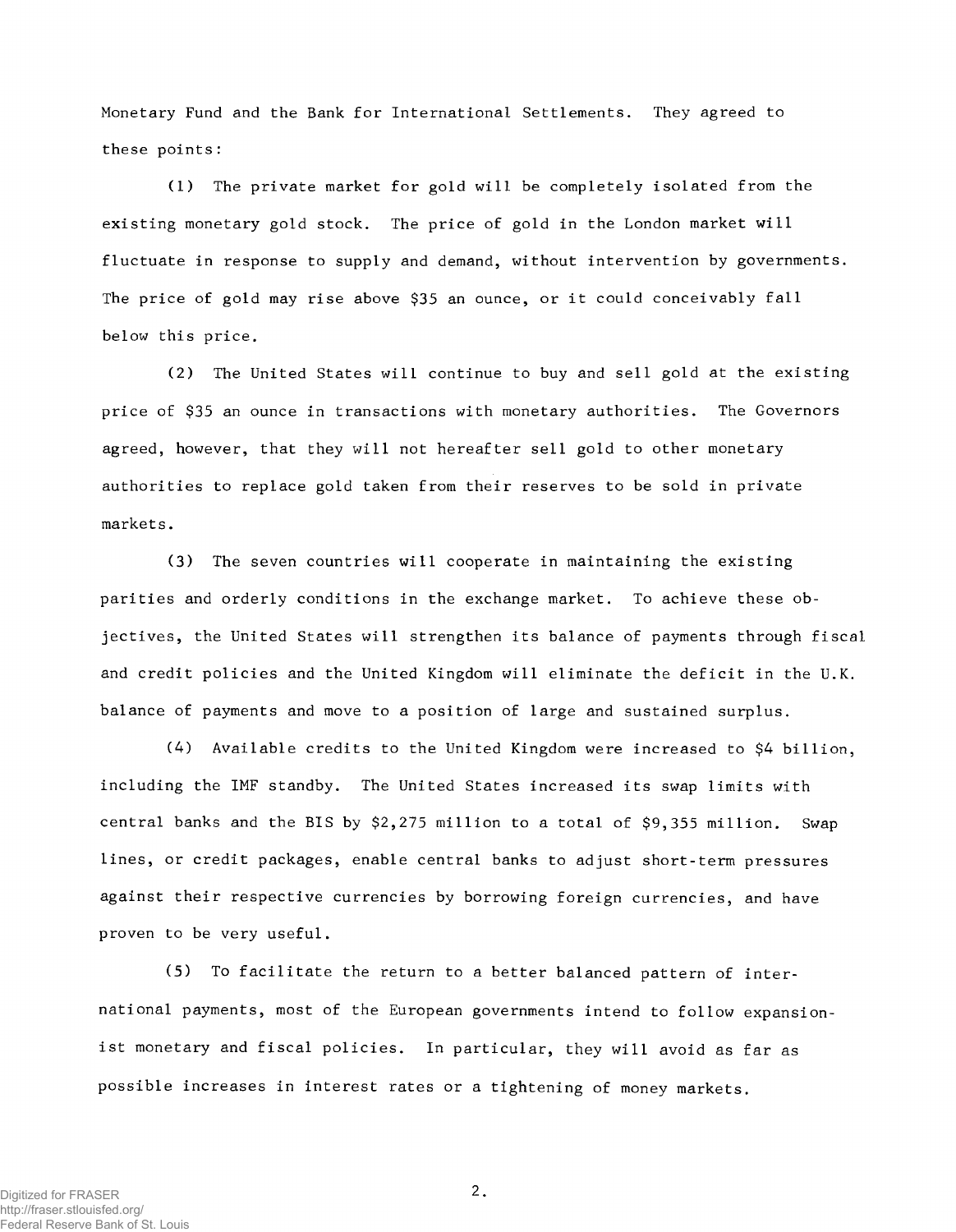Monetary Fund and the Bank for International Settlements. They agreed to these points:

(1) The private market for gold will be completely isolated from the existing monetary gold stock. The price of gold in the London market will fluctuate in response to supply and demand, without intervention by governments. The price of gold may rise above $35 an ounce, or it could conceivably fall below this price.

(2) The United States will continue to buy and sell gold at the existing price of $35 an ounce in transactions with monetary authorities. The Governors agreed, however, that they will not hereafter sell gold to other monetary authorities to replace gold taken from their reserves to be sold in private markets.

(3) The seven countries will cooperate in maintaining the existing parities and orderly conditions in the exchange market. To achieve these objectives, the United States will strengthen its balance of payments through fiscal and credit policies and the United Kingdom will eliminate the deficit in the U.K. balance of payments and move to a position of large and sustained surplus.

(4) Available credits to the United Kingdom were increased to $4 billion, including the IMF standby. The United States increased its swap limits with central banks and the BIS by $2,275 million to a total of $9,355 million. Swap lines, or credit packages, enable central banks to adjust short-term pressures against their respective currencies by borrowing foreign currencies, and have proven to be very useful.

(5) To facilitate the return to a better balanced pattern of international payments, most of the European governments intend to follow expansionist monetary and fiscal policies. In particular, they will avoid as far as possible increases in interest rates or a tightening of money markets.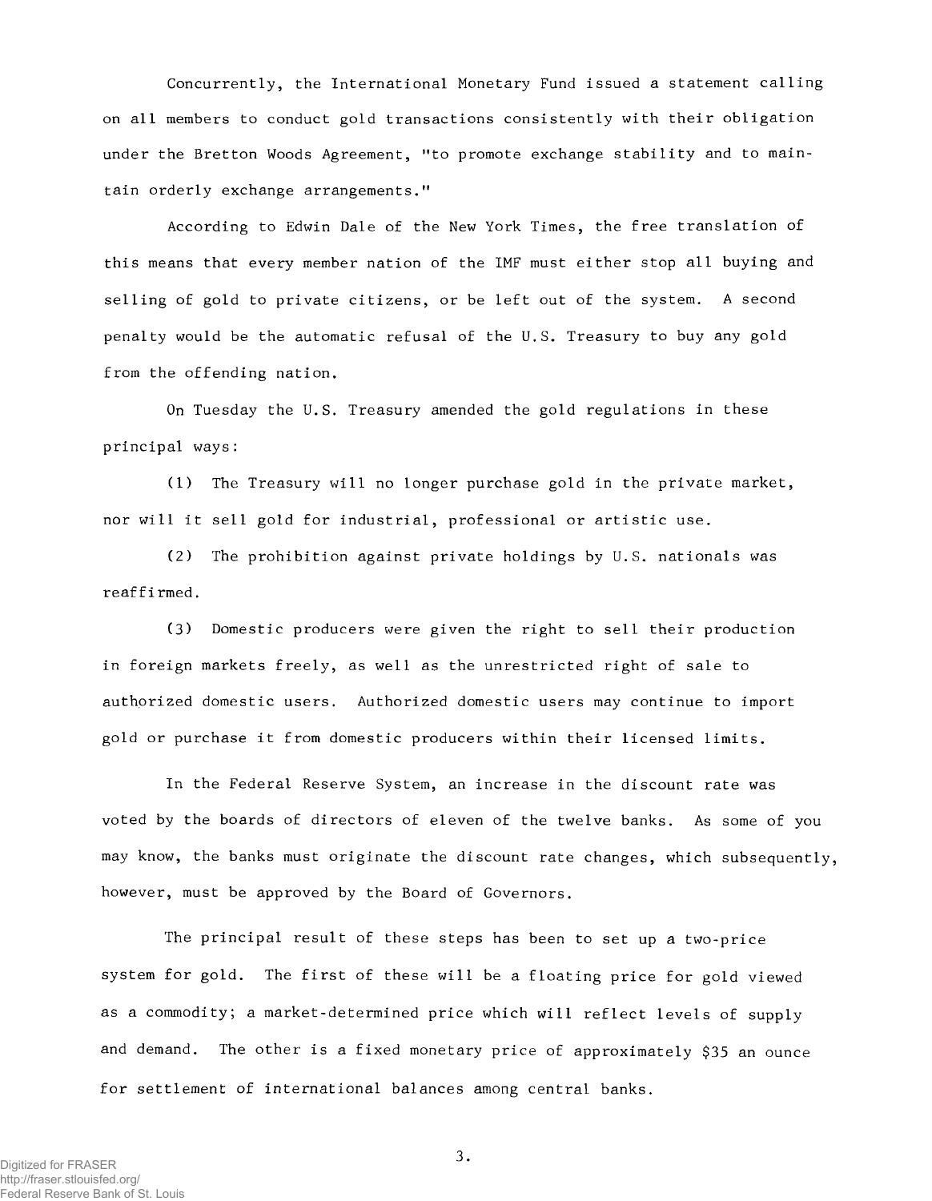Concurrently, the International Monetary Fund issued a statement calling on all members to conduct gold transactions consistently with their obligation under the Bretton Woods Agreement, "to promote exchange stability and to maintain orderly exchange arrangements."

According to Edwin Dale of the New York Times, the free translation of this means that every member nation of the IMF must either stop all buying and selling of gold to private citizens, or be left out of the system. A second penalty would be the automatic refusal of the U.S. Treasury to buy any gold from the offending nation.

On Tuesday the U.S. Treasury amended the gold regulations in these principal ways:

(1) The Treasury will no longer purchase gold in the private market, nor will it sell gold for industrial, professional or artistic use.

(2) The prohibition against private holdings by U.S. nationals was reaffirmed.

(3) Domestic producers were given the right to sell their production in foreign markets freely, as well as the unrestricted right of sale to authorized domestic users. Authorized domestic users may continue to import gold or purchase it from domestic producers within their licensed limits.

In the Federal Reserve System, an increase in the discount rate was voted by the boards of directors of eleven of the twelve banks. As some of you may know, the banks must originate the discount rate changes, which subsequently, however, must be approved by the Board of Governors.

The principal result of these steps has been to set up a two-price system for gold. The first of these will be a floating price for gold viewed as a commodity; a market-determined price which will reflect levels of supply and demand. The other is a fixed monetary price of approximately $35 an ounce for settlement of international balances among central banks.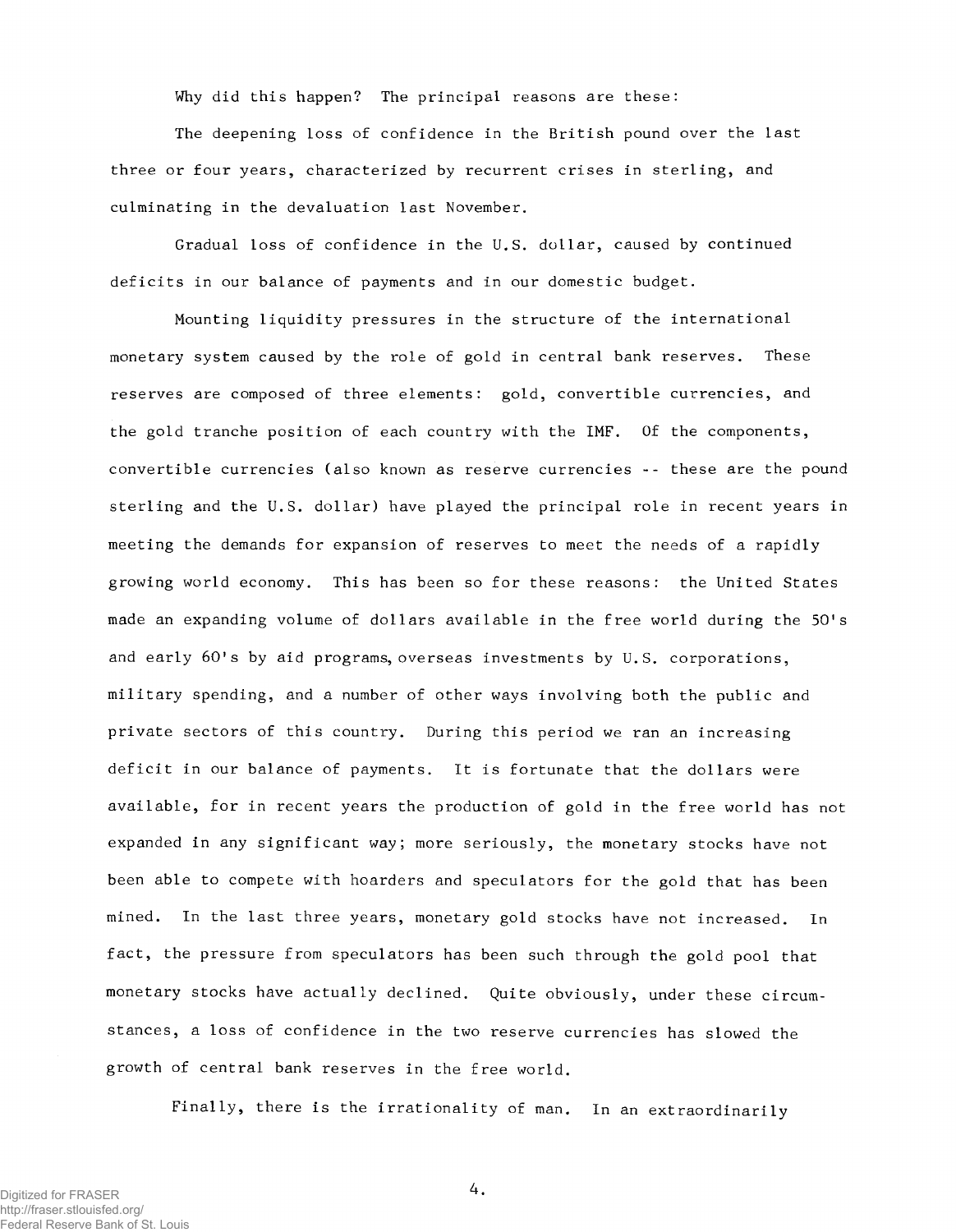Why did this happen? The principal reasons are these:

The deepening loss of confidence in the British pound over the last three or four years, characterized by recurrent crises in sterling, and culminating in the devaluation last November.

Gradual loss of confidence in the U.S. dollar, caused by continued deficits in our balance of payments and in our domestic budget.

Mounting liquidity pressures in the structure of the international monetary system caused by the role of gold in central bank reserves. These reserves are composed of three elements: gold, convertible currencies, and the gold tranche position of each country with the IMF. Of the components, convertible currencies (also known as reserve currencies -- these are the pound sterling and the U.S. dollar) have played the principal role in recent years in meeting the demands for expansion of reserves to meet the needs of a rapidly growing world economy. This has been so for these reasons: the United States made an expanding volume of dollars available in the free world during the 50's and early 60's by aid programs, overseas investments by U.S. corporations, military spending, and a number of other ways involving both the public and private sectors of this country. During this period we ran an increasing deficit in our balance of payments. It is fortunate that the dollars were available, for in recent years the production of gold in the free world has not expanded in any significant way; more seriously, the monetary stocks have not been able to compete with hoarders and speculators for the gold that has been mined. In the last three years, monetary gold stocks have not increased. In fact, the pressure from speculators has been such through the gold pool that monetary stocks have actually declined. Quite obviously, under these circumstances, a loss of confidence in the two reserve currencies has slowed the growth of central bank reserves in the free world.

Finally, there is the irrationality of man. In an extraordinarily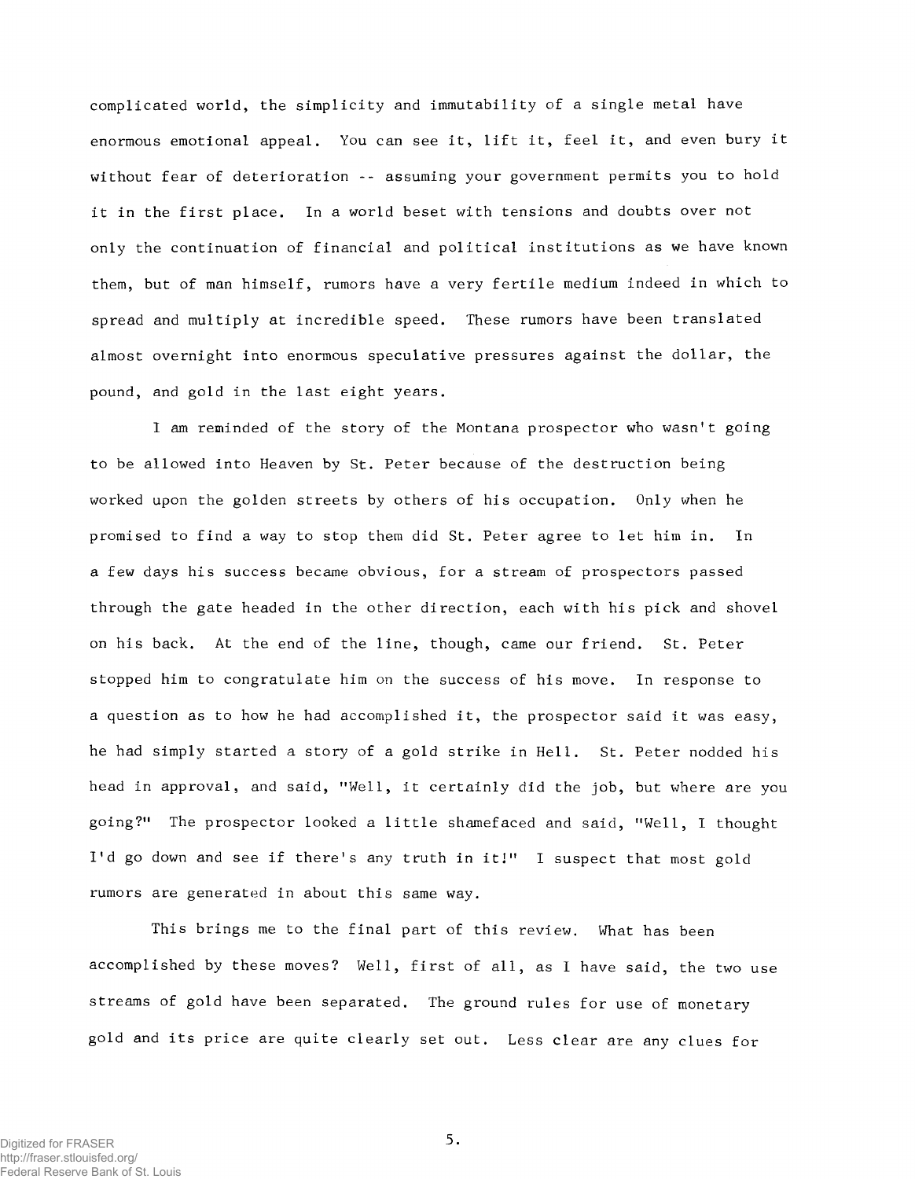complicated world, the simplicity and immutability of a single metal have enormous emotional appeal. You can see it, lift it, feel it, and even bury it without fear of deterioration -- assuming your government permits you to hold it in the first place. In a world beset with tensions and doubts over not only the continuation of financial and political institutions as we have known them, but of man himself, rumors have a very fertile medium indeed in which to spread and multiply at incredible speed. These rumors have been translated almost overnight into enormous speculative pressures against the dollar, the pound, and gold in the last eight years.

I am reminded of the story of the Montana prospector who wasn't going to be allowed into Heaven by St. Peter because of the destruction being worked upon the golden streets by others of his occupation. Only when he promised to find a way to stop them did St. Peter agree to let him in. In a few days his success became obvious, for a stream of prospectors passed through the gate headed in the other direction, each with his pick and shovel on his back. At the end of the line, though, came our friend. St. Peter stopped him to congratulate him on the success of his move. In response to a question as to how he had accomplished it, the prospector said it was easy, he had simply started a story of a gold strike in Hell. St. Peter nodded his head in approval, and said, "Well, it certainly did the job, but where are you going?" The prospector looked a little shamefaced and said, "Well, I thought I'd go down and see if there's any truth in it!" I suspect that most gold rumors are generated in about this same way.

This brings me to the final part of this review. What has been accomplished by these moves? Well, first of all, as I have said, the two use streams of gold have been separated. The ground rules for use of monetary gold and its price are quite clearly set out. Less clear are any clues for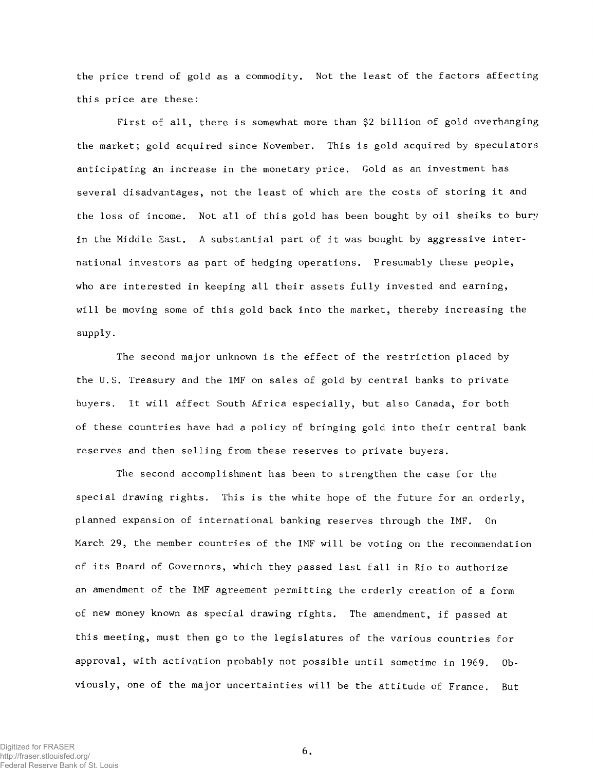the price trend of gold as a commodity. Not the least of the factors affecting this price are these:

First of all, there is somewhat more than $2 billion of gold overhanging the market; gold acquired since November. This is gold acquired by speculators anticipating an increase in the monetary price. Gold as an investment has several disadvantages, not the least of which are the costs of storing it and the loss of income. Not all of this gold has been bought by oil sheiks to bury in the Middle East. A substantial part of it was bought by aggressive international investors as part of hedging operations. Presumably these people, who are interested in keeping all their assets fully invested and earning, will be moving some of this gold back into the market, thereby increasing the supply.

The second major unknown is the effect of the restriction placed by the U.S. Treasury and the IMF on sales of gold by central banks to private buyers. It will affect South Africa especially, but also Canada, for both of these countries have had a policy of bringing gold into their central bank reserves and then selling from these reserves to private buyers.

The second accomplishment has been to strengthen the case for the special drawing rights. This is the white hope of the future for an orderly, planned expansion of international banking reserves through the IMF. On March 29, the member countries of the IMF will be voting on the recommendation of its Board of Governors, which they passed last fall in Rio to authorize an amendment of the IMF agreement permitting the orderly creation of a form of new money known as special drawing rights. The amendment, if passed at this meeting, must then go to the legislatures of the various countries for approval, with activation probably not possible until sometime in 1969. Obviously, one of the major uncertainties will be the attitude of France. But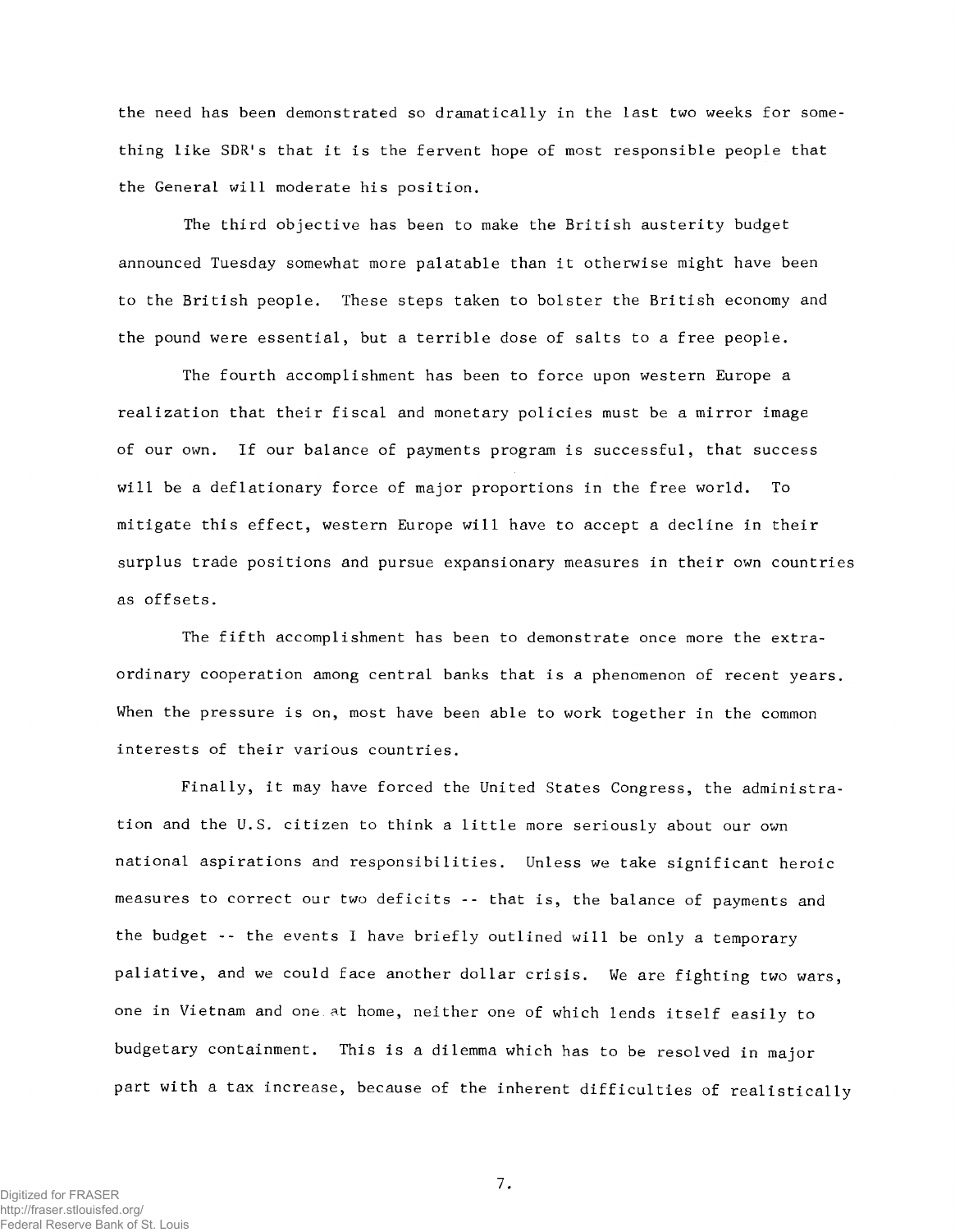the need has been demonstrated so dramatically in the last two weeks for something like SDR's that it is the fervent hope of most responsible people that the General will moderate his position.

The third objective has been to make the British austerity budget announced Tuesday somewhat more palatable than it otherwise might have been to the British people. These steps taken to bolster the British economy and the pound were essential, but a terrible dose of salts to a free people.

The fourth accomplishment has been to force upon western Europe a realization that their fiscal and monetary policies must be a mirror image of our own. If our balance of payments program is successful, that success will be a deflationary force of major proportions in the free world. To mitigate this effect, western Europe will have to accept a decline in their surplus trade positions and pursue expansionary measures in their own countries as offsets.

The fifth accomplishment has been to demonstrate once more the extraordinary cooperation among central banks that is a phenomenon of recent years. When the pressure is on, most have been able to work together in the common interests of their various countries.

Finally, it may have forced the United States Congress, the administration and the U.S. citizen to think a little more seriously about our own national aspirations and responsibilities. Unless we take significant heroic measures to correct our two deficits -- that is, the balance of payments and the budget -- the events I have briefly outlined will be only a temporary paliative, and we could face another dollar crisis. We are fighting two wars, one in Vietnam and one at home, neither one of which lends itself easily to budgetary containment. This is a dilemma which has to be resolved in major part with a tax increase, because of the inherent difficulties of realistically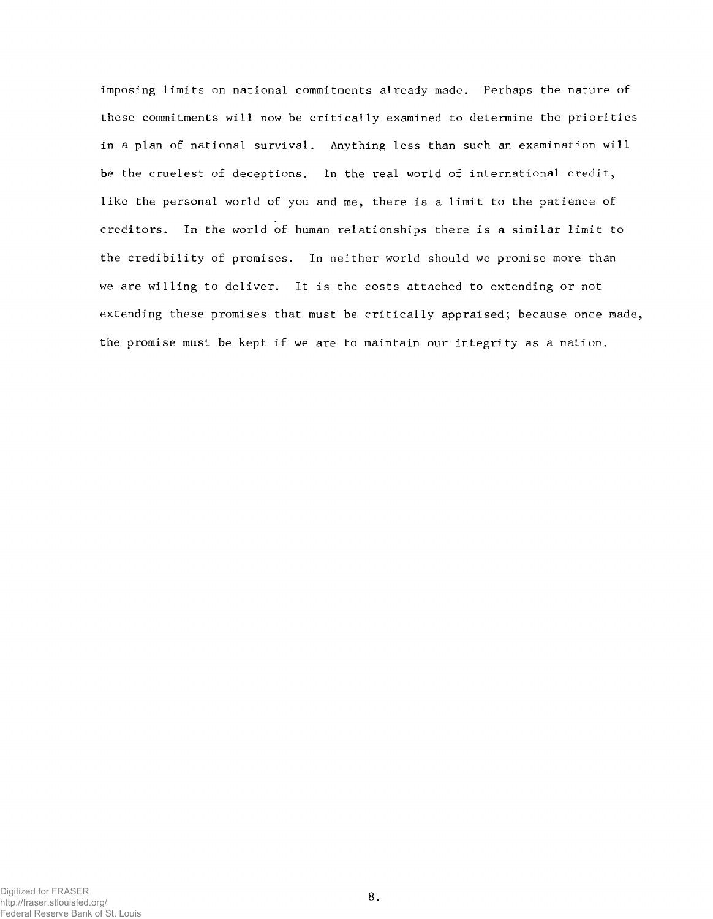imposing limits on national commitments already made. Perhaps the nature of these commitments will now be critically examined to determine the priorities in a plan of national survival. Anything less than such an examination will be the cruelest of deceptions. In the real world of international credit, like the personal world of you and me, there is a limit to the patience of creditors. In the world of human relationships there is a similar limit to the credibility of promises. In neither world should we promise more than we are willing to deliver. It is the costs attached to extending or not extending these promises that must be critically appraised; because once made, the promise must be kept if we are to maintain our integrity as a nation.